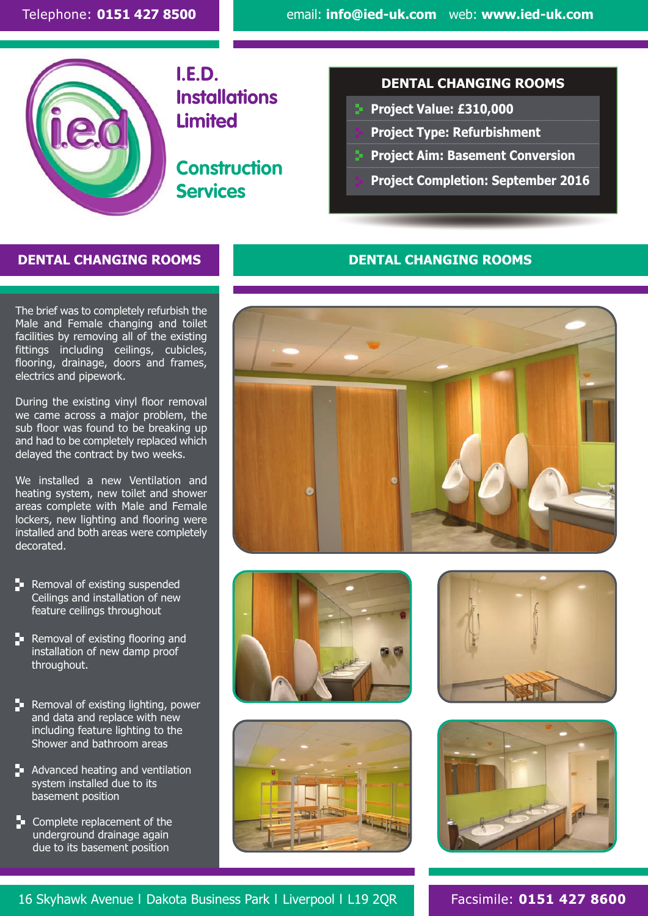Telephone: **0151 427 8500**

email: **info@ied-uk.com** web: **www.ied-uk.com**

# I.E.D. Installations Limited

## Construction Services

### DENTAL CHANGING ROOMS

- **Project Value: £310,000**
- **Project Type: Refurbishment**
- **Project Aim: Basement Conversion**
- **Project Completion: September 2016**

## DENTAL CHANGING ROOMS

The brief was to completely refurbish the Male and Female changing and toilet facilities by removing all of the existing fittings including ceilings, cubicles, flooring, drainage, doors and frames, electrics and pipework.

During the existing vinyl floor removal we came across a major problem, the sub floor was found to be breaking up and had to be completely replaced which delayed the contract by two weeks.

We installed a new Ventilation and heating system, new toilet and shower areas complete with Male and Female lockers, new lighting and flooring were installed and both areas were completely decorated.

- Removal of existing suspended Ceilings and installation of new feature ceilings throughout
- Removal of existing flooring and installation of new damp proof throughout.
- Removal of existing lighting, power and data and replace with new including feature lighting to the Shower and bathroom areas
- Advanced heating and ventilation system installed due to its basement position
- Complete replacement of the underground drainage again due to its basement position

## DENTAL CHANGING ROOMS

16 Skyhawk Avenue | Dakota Business Park | Liverpool | L19 2QR

Facsimile: **0151 427 8600**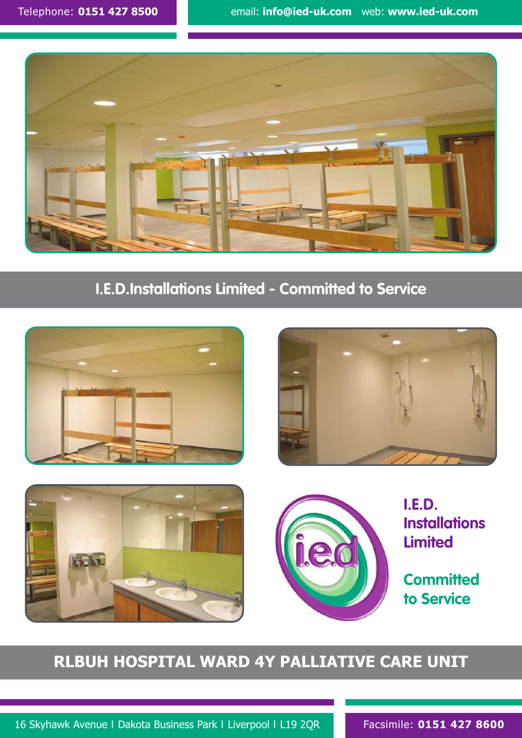Telephone: **0151 427 8500**

email: **info@ied-uk.com** web: **www.ied-uk.com**

## I.E.D.Installations Limited - Committed to Service

**I.E.D. Installations Limited**

**Committed to Service**

## RLBUH HOSPITAL WARD 4Y PALLIATIVE CARE UNIT

16 Skyhawk Avenue | Dakota Business Park | Liverpool | L19 2QR

Facsimile: **0151 427 8600**